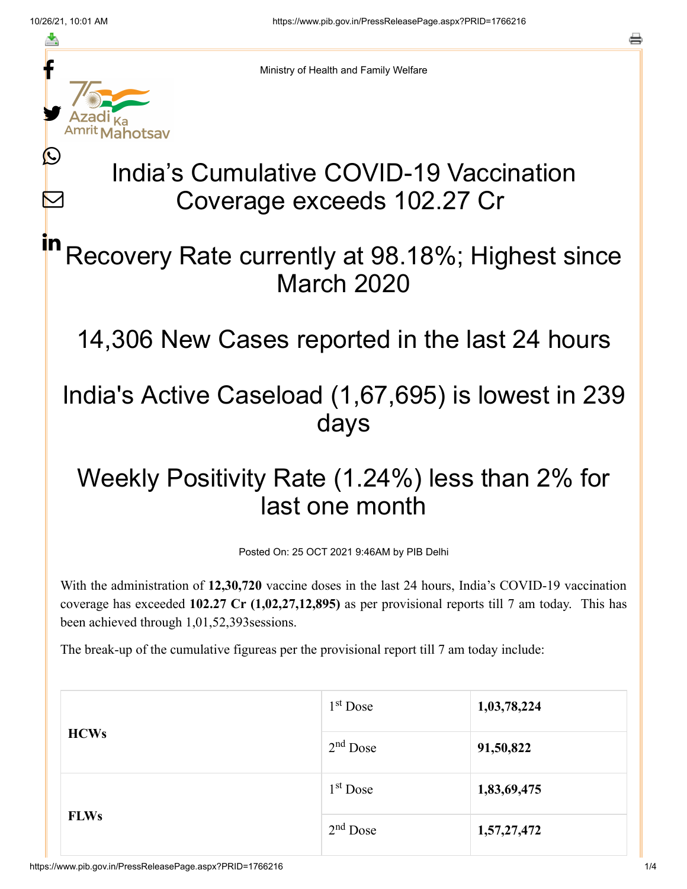Ministry of Health and Family Welfare

# India's Cumulative COVID-19 Vaccination Coverage exceeds 102.27 Cr

## Recovery Rate currently at 98.18%; Highest since March 2020

## 14,306 New Cases reported in the last 24 hours

## India's Active Caseload (1,67,695) is lowest in 239 days

## Weekly Positivity Rate (1.24%) less than 2% for last one month

Posted On: 25 OCT 2021 9:46AM by PIB Delhi

With the administration of **12,30,720** vaccine doses in the last 24 hours, India's COVID-19 vaccination coverage has exceeded **102.27 Cr (1,02,27,12,895)** as per provisional reports till 7 am today. This has been achieved through 1,01,52,393sessions.

The break-up of the cumulative figureas per the provisional report till 7 am today include:

| | | |
|---|---|---|
| **HCWs** | 1st Dose | **1,03,78,224** |
| | 2nd Dose | **91,50,822** |
| **FLWs** | 1st Dose | **1,83,69,475** |
| | 2nd Dose | **1,57,27,472** |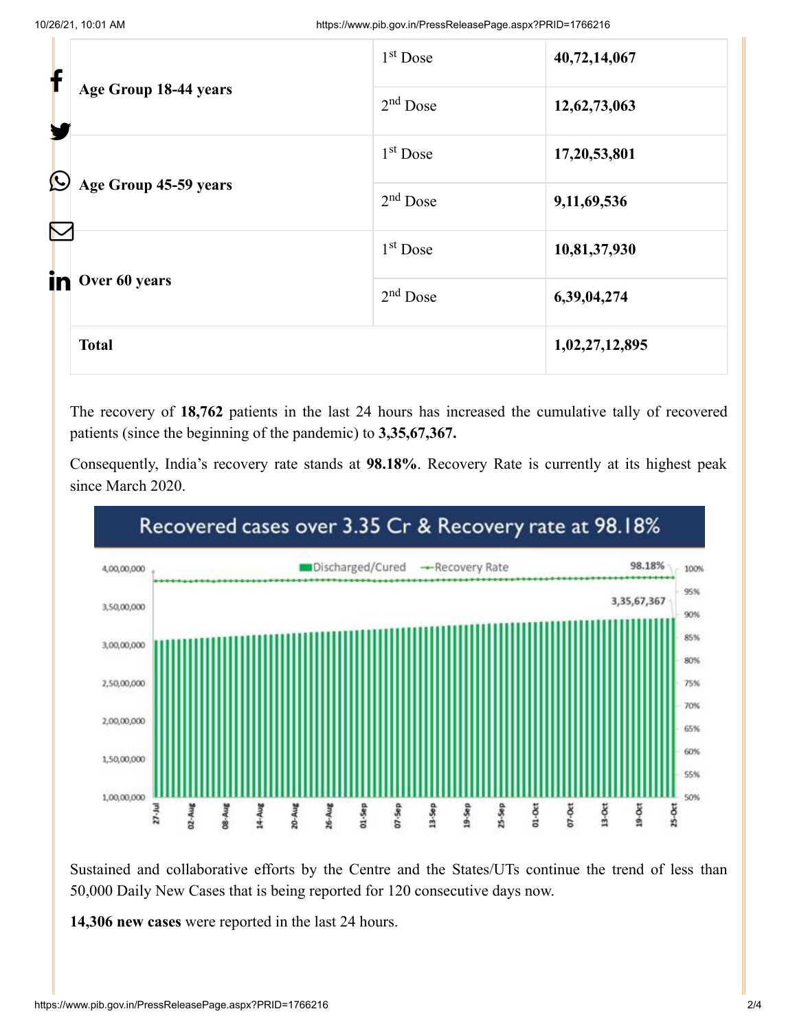| Age Group 18-44 years | 1st Dose | 40,72,14,067 |
|---|---|---|
| | 2nd Dose | 12,62,73,063 |
| Age Group 45-59 years | 1st Dose | 17,20,53,801 |
| | 2nd Dose | 9,11,69,536 |
| Over 60 years | 1st Dose | 10,81,37,930 |
| | 2nd Dose | 6,39,04,274 |
| **Total** | | **1,02,27,12,895** |

The recovery of **18,762** patients in the last 24 hours has increased the cumulative tally of recovered patients (since the beginning of the pandemic) to **3,35,67,367.**

Consequently, India's recovery rate stands at **98.18%**. Recovery Rate is currently at its highest peak since March 2020.

Recovered cases over 3.35 Cr & Recovery rate at 98.18%

Sustained and collaborative efforts by the Centre and the States/UTs continue the trend of less than 50,000 Daily New Cases that is being reported for 120 consecutive days now.

**14,306 new cases** were reported in the last 24 hours.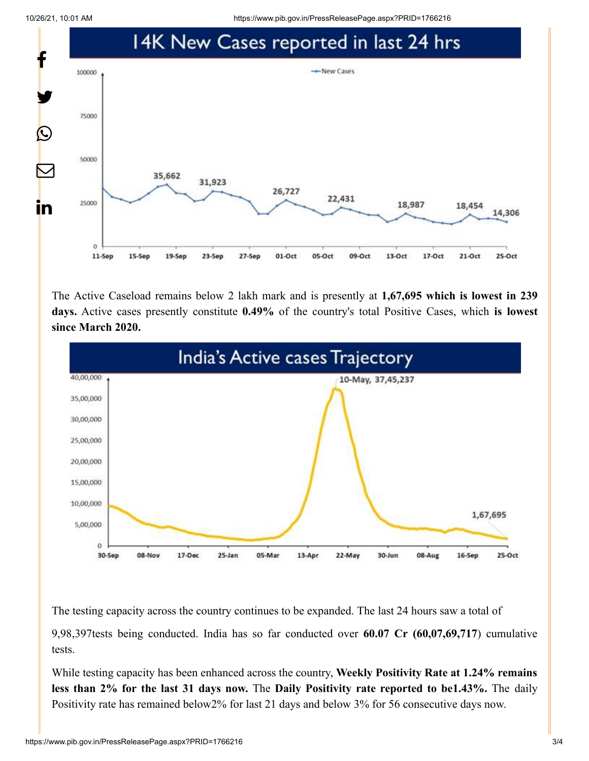## 14K New Cases reported in last 24 hrs

The Active Caseload remains below 2 lakh mark and is presently at **1,67,695 which is lowest in 239 days.** Active cases presently constitute **0.49%** of the country's total Positive Cases, which **is lowest since March 2020.**

## India's Active cases Trajectory

The testing capacity across the country continues to be expanded. The last 24 hours saw a total of

9,98,397tests being conducted. India has so far conducted over **60.07 Cr (60,07,69,717**) cumulative tests.

While testing capacity has been enhanced across the country, **Weekly Positivity Rate at 1.24% remains less than 2% for the last 31 days now.** The **Daily Positivity rate reported to be1.43%.** The daily Positivity rate has remained below2% for last 21 days and below 3% for 56 consecutive days now.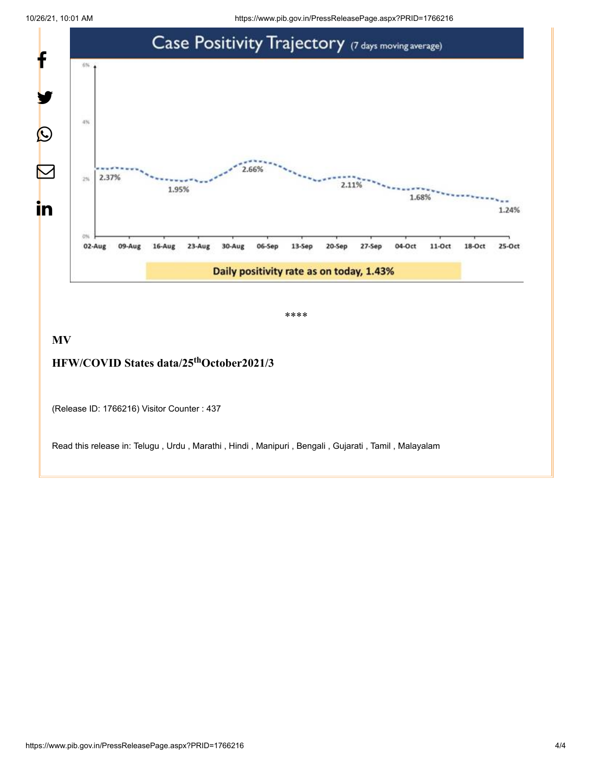Case Positivity Trajectory (7 days moving average)

6%
4%
2%
0%

2.37%
1.95%
2.66%
2.11%
1.68%
1.24%

02-Aug 09-Aug 16-Aug 23-Aug 30-Aug 06-Sep 13-Sep 20-Sep 27-Sep 04-Oct 11-Oct 18-Oct 25-Oct

Daily positivity rate as on today, 1.43%

****

**MV**

**HFW/COVID States data/25th October2021/3**

(Release ID: 1766216) Visitor Counter : 437

Read this release in: Telugu , Urdu , Marathi , Hindi , Manipuri , Bengali , Gujarati , Tamil , Malayalam